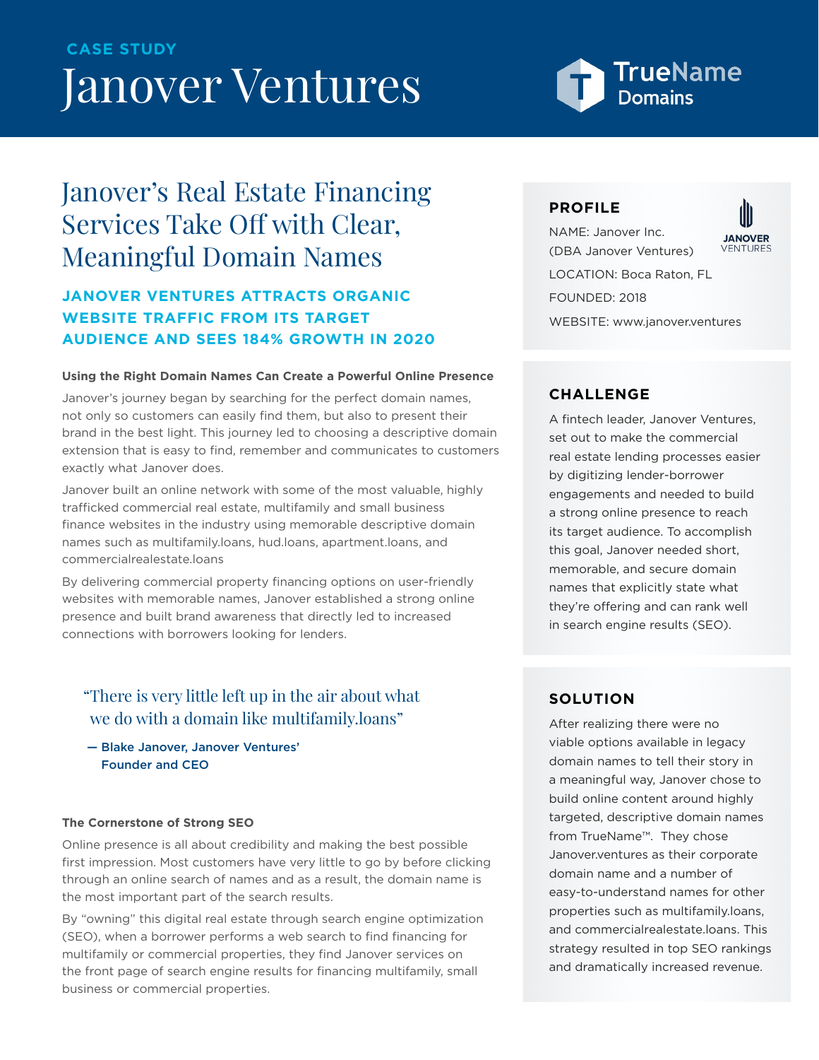CASE STUDY

# Janover Ventures

TrueName Domains

## Janover's Real Estate Financing Services Take Off with Clear, Meaningful Domain Names

### JANOVER VENTURES ATTRACTS ORGANIC WEBSITE TRAFFIC FROM ITS TARGET AUDIENCE AND SEES 184% GROWTH IN 2020

**Using the Right Domain Names Can Create a Powerful Online Presence**

Janover's journey began by searching for the perfect domain names, not only so customers can easily find them, but also to present their brand in the best light. This journey led to choosing a descriptive domain extension that is easy to find, remember and communicates to customers exactly what Janover does.

Janover built an online network with some of the most valuable, highly trafficked commercial real estate, multifamily and small business finance websites in the industry using memorable descriptive domain names such as multifamily.loans, hud.loans, apartment.loans, and commercialrealestate.loans

By delivering commercial property financing options on user-friendly websites with memorable names, Janover established a strong online presence and built brand awareness that directly led to increased connections with borrowers looking for lenders.

> "There is very little left up in the air about what we do with a domain like multifamily.loans"
>
> — Blake Janover, Janover Ventures' Founder and CEO

**The Cornerstone of Strong SEO**

Online presence is all about credibility and making the best possible first impression. Most customers have very little to go by before clicking through an online search of names and as a result, the domain name is the most important part of the search results.

By "owning" this digital real estate through search engine optimization (SEO), when a borrower performs a web search to find financing for multifamily or commercial properties, they find Janover services on the front page of search engine results for financing multifamily, small business or commercial properties.

### PROFILE

NAME: Janover Inc. (DBA Janover Ventures)

LOCATION: Boca Raton, FL

FOUNDED: 2018

WEBSITE: www.janover.ventures

### CHALLENGE

A fintech leader, Janover Ventures, set out to make the commercial real estate lending processes easier by digitizing lender-borrower engagements and needed to build a strong online presence to reach its target audience. To accomplish this goal, Janover needed short, memorable, and secure domain names that explicitly state what they're offering and can rank well in search engine results (SEO).

### SOLUTION

After realizing there were no viable options available in legacy domain names to tell their story in a meaningful way, Janover chose to build online content around highly targeted, descriptive domain names from TrueName™. They chose Janover.ventures as their corporate domain name and a number of easy-to-understand names for other properties such as multifamily.loans, and commercialrealestate.loans. This strategy resulted in top SEO rankings and dramatically increased revenue.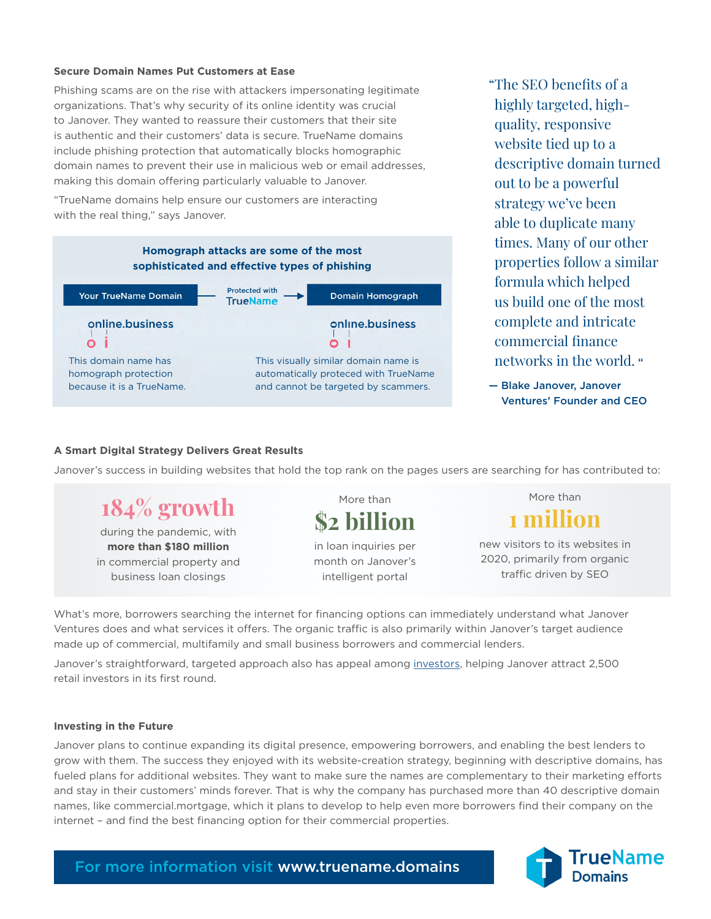### Secure Domain Names Put Customers at Ease

Phishing scams are on the rise with attackers impersonating legitimate organizations. That's why security of its online identity was crucial to Janover. They wanted to reassure their customers that their site is authentic and their customers' data is secure. TrueName domains include phishing protection that automatically blocks homographic domain names to prevent their use in malicious web or email addresses, making this domain offering particularly valuable to Janover.

"TrueName domains help ensure our customers are interacting with the real thing," says Janover.

**Homograph attacks are some of the most sophisticated and effective types of phishing**

Your TrueName Domain

online.business

o i

This domain name has homograph protection because it is a TrueName.

Protected with TrueName

Domain Homograph

onlіne.business

o і

This visually similar domain name is automatically proteced with TrueName and cannot be targeted by scammers.

> "The SEO benefits of a highly targeted, high-quality, responsive website tied up to a descriptive domain turned out to be a powerful strategy we've been able to duplicate many times. Many of our other properties follow a similar formula which helped us build one of the most complete and intricate commercial finance networks in the world. "
>
> — Blake Janover, Janover Ventures' Founder and CEO

### A Smart Digital Strategy Delivers Great Results

Janover's success in building websites that hold the top rank on the pages users are searching for has contributed to:

**184% growth** during the pandemic, with **more than $180 million** in commercial property and business loan closings

More than **$2 billion** in loan inquiries per month on Janover's intelligent portal

More than **1 million** new visitors to its websites in 2020, primarily from organic traffic driven by SEO

What's more, borrowers searching the internet for financing options can immediately understand what Janover Ventures does and what services it offers. The organic traffic is also primarily within Janover's target audience made up of commercial, multifamily and small business borrowers and commercial lenders.

Janover's straightforward, targeted approach also has appeal among investors, helping Janover attract 2,500 retail investors in its first round.

### Investing in the Future

Janover plans to continue expanding its digital presence, empowering borrowers, and enabling the best lenders to grow with them. The success they enjoyed with its website-creation strategy, beginning with descriptive domains, has fueled plans for additional websites. They want to make sure the names are complementary to their marketing efforts and stay in their customers' minds forever. That is why the company has purchased more than 40 descriptive domain names, like commercial.mortgage, which it plans to develop to help even more borrowers find their company on the internet – and find the best financing option for their commercial properties.

For more information visit **www.truename.domains**

TrueName Domains